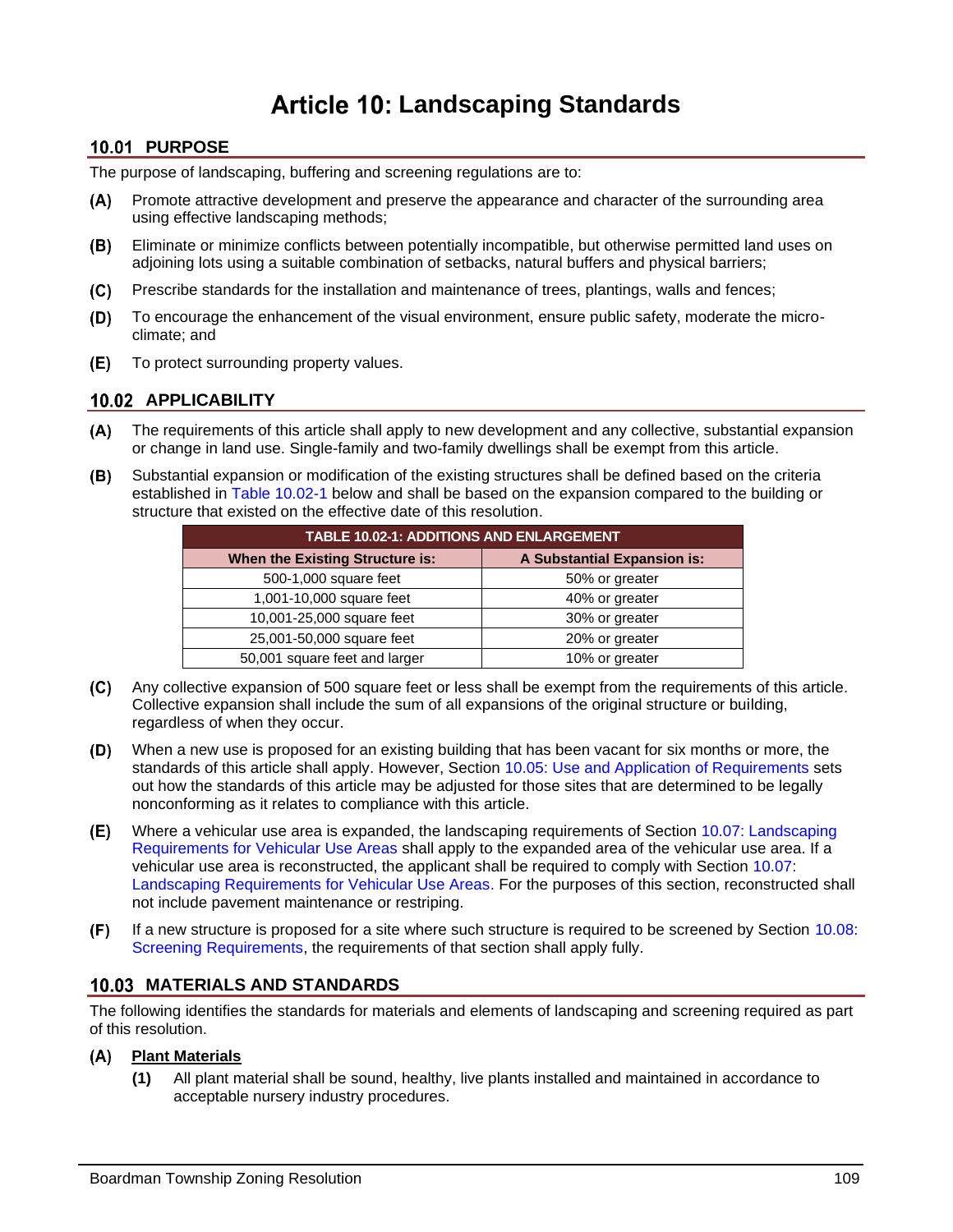# Article 10: Landscaping Standards

## 10.01 PURPOSE

The purpose of landscaping, buffering and screening regulations are to:

**(A)** Promote attractive development and preserve the appearance and character of the surrounding area using effective landscaping methods;

**(B)** Eliminate or minimize conflicts between potentially incompatible, but otherwise permitted land uses on adjoining lots using a suitable combination of setbacks, natural buffers and physical barriers;

**(C)** Prescribe standards for the installation and maintenance of trees, plantings, walls and fences;

**(D)** To encourage the enhancement of the visual environment, ensure public safety, moderate the micro-climate; and

**(E)** To protect surrounding property values.

## 10.02 APPLICABILITY

**(A)** The requirements of this article shall apply to new development and any collective, substantial expansion or change in land use. Single-family and two-family dwellings shall be exempt from this article.

**(B)** Substantial expansion or modification of the existing structures shall be defined based on the criteria established in Table 10.02-1 below and shall be based on the expansion compared to the building or structure that existed on the effective date of this resolution.

| TABLE 10.02-1: ADDITIONS AND ENLARGEMENT | |
|---|---|
| **When the Existing Structure is:** | **A Substantial Expansion is:** |
| 500-1,000 square feet | 50% or greater |
| 1,001-10,000 square feet | 40% or greater |
| 10,001-25,000 square feet | 30% or greater |
| 25,001-50,000 square feet | 20% or greater |
| 50,001 square feet and larger | 10% or greater |

**(C)** Any collective expansion of 500 square feet or less shall be exempt from the requirements of this article. Collective expansion shall include the sum of all expansions of the original structure or building, regardless of when they occur.

**(D)** When a new use is proposed for an existing building that has been vacant for six months or more, the standards of this article shall apply. However, Section 10.05: Use and Application of Requirements sets out how the standards of this article may be adjusted for those sites that are determined to be legally nonconforming as it relates to compliance with this article.

**(E)** Where a vehicular use area is expanded, the landscaping requirements of Section 10.07: Landscaping Requirements for Vehicular Use Areas shall apply to the expanded area of the vehicular use area. If a vehicular use area is reconstructed, the applicant shall be required to comply with Section 10.07: Landscaping Requirements for Vehicular Use Areas. For the purposes of this section, reconstructed shall not include pavement maintenance or restriping.

**(F)** If a new structure is proposed for a site where such structure is required to be screened by Section 10.08: Screening Requirements, the requirements of that section shall apply fully.

## 10.03 MATERIALS AND STANDARDS

The following identifies the standards for materials and elements of landscaping and screening required as part of this resolution.

**(A)** **<u>Plant Materials</u>**

**(1)** All plant material shall be sound, healthy, live plants installed and maintained in accordance to acceptable nursery industry procedures.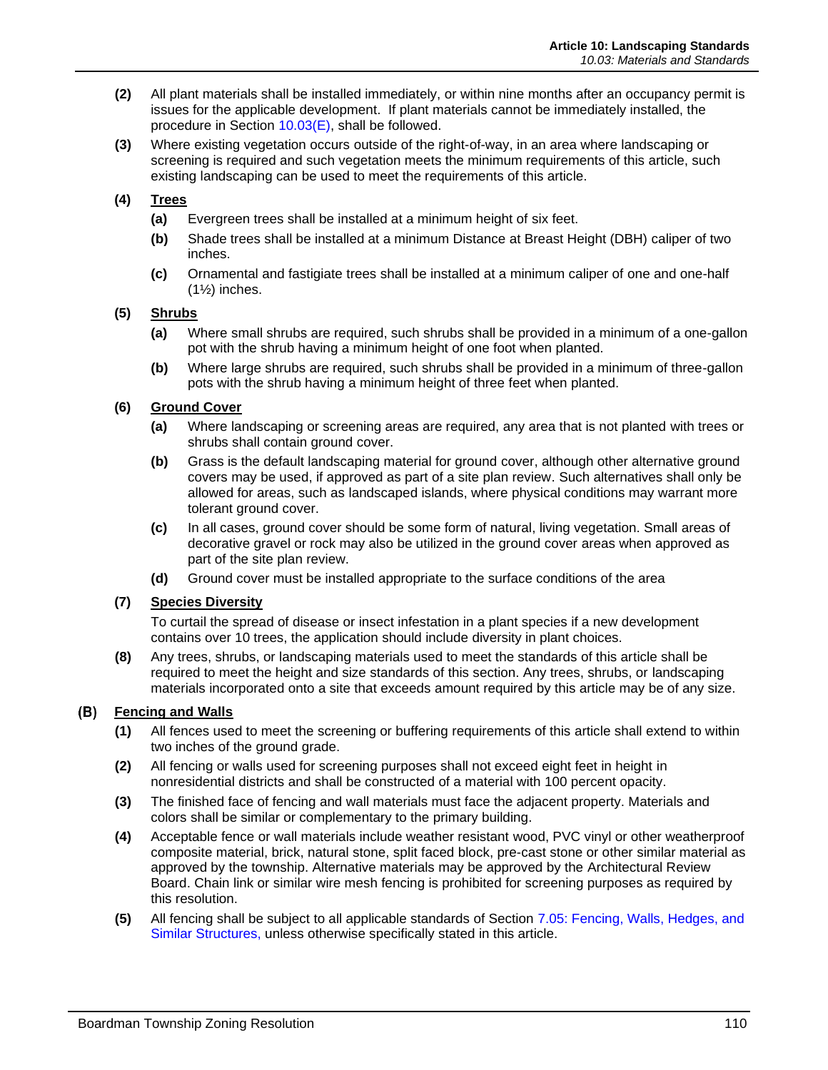**(2)** All plant materials shall be installed immediately, or within nine months after an occupancy permit is issues for the applicable development. If plant materials cannot be immediately installed, the procedure in Section 10.03(E), shall be followed.

**(3)** Where existing vegetation occurs outside of the right-of-way, in an area where landscaping or screening is required and such vegetation meets the minimum requirements of this article, such existing landscaping can be used to meet the requirements of this article.

**(4)** **Trees**

- **(a)** Evergreen trees shall be installed at a minimum height of six feet.
- **(b)** Shade trees shall be installed at a minimum Distance at Breast Height (DBH) caliper of two inches.
- **(c)** Ornamental and fastigiate trees shall be installed at a minimum caliper of one and one-half (1½) inches.

**(5)** **Shrubs**

- **(a)** Where small shrubs are required, such shrubs shall be provided in a minimum of a one-gallon pot with the shrub having a minimum height of one foot when planted.
- **(b)** Where large shrubs are required, such shrubs shall be provided in a minimum of three-gallon pots with the shrub having a minimum height of three feet when planted.

**(6)** **Ground Cover**

- **(a)** Where landscaping or screening areas are required, any area that is not planted with trees or shrubs shall contain ground cover.
- **(b)** Grass is the default landscaping material for ground cover, although other alternative ground covers may be used, if approved as part of a site plan review. Such alternatives shall only be allowed for areas, such as landscaped islands, where physical conditions may warrant more tolerant ground cover.
- **(c)** In all cases, ground cover should be some form of natural, living vegetation. Small areas of decorative gravel or rock may also be utilized in the ground cover areas when approved as part of the site plan review.
- **(d)** Ground cover must be installed appropriate to the surface conditions of the area

**(7)** **Species Diversity**

To curtail the spread of disease or insect infestation in a plant species if a new development contains over 10 trees, the application should include diversity in plant choices.

**(8)** Any trees, shrubs, or landscaping materials used to meet the standards of this article shall be required to meet the height and size standards of this section. Any trees, shrubs, or landscaping materials incorporated onto a site that exceeds amount required by this article may be of any size.

## (B) Fencing and Walls

**(1)** All fences used to meet the screening or buffering requirements of this article shall extend to within two inches of the ground grade.

**(2)** All fencing or walls used for screening purposes shall not exceed eight feet in height in nonresidential districts and shall be constructed of a material with 100 percent opacity.

**(3)** The finished face of fencing and wall materials must face the adjacent property. Materials and colors shall be similar or complementary to the primary building.

**(4)** Acceptable fence or wall materials include weather resistant wood, PVC vinyl or other weatherproof composite material, brick, natural stone, split faced block, pre-cast stone or other similar material as approved by the township. Alternative materials may be approved by the Architectural Review Board. Chain link or similar wire mesh fencing is prohibited for screening purposes as required by this resolution.

**(5)** All fencing shall be subject to all applicable standards of Section 7.05: Fencing, Walls, Hedges, and Similar Structures, unless otherwise specifically stated in this article.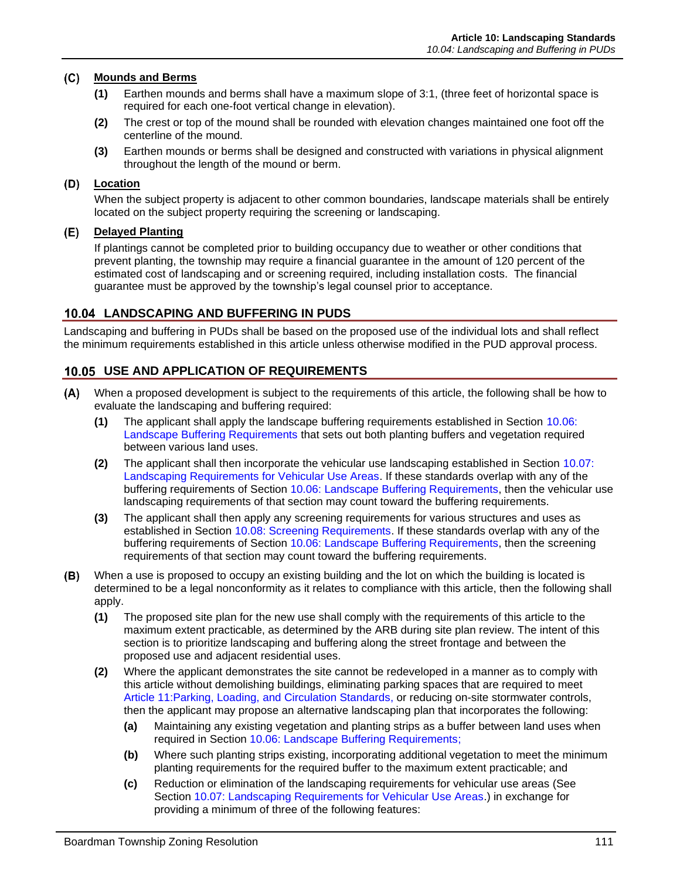### (C) Mounds and Berms

**(1)** Earthen mounds and berms shall have a maximum slope of 3:1, (three feet of horizontal space is required for each one-foot vertical change in elevation).

**(2)** The crest or top of the mound shall be rounded with elevation changes maintained one foot off the centerline of the mound.

**(3)** Earthen mounds or berms shall be designed and constructed with variations in physical alignment throughout the length of the mound or berm.

### (D) Location

When the subject property is adjacent to other common boundaries, landscape materials shall be entirely located on the subject property requiring the screening or landscaping.

### (E) Delayed Planting

If plantings cannot be completed prior to building occupancy due to weather or other conditions that prevent planting, the township may require a financial guarantee in the amount of 120 percent of the estimated cost of landscaping and or screening required, including installation costs. The financial guarantee must be approved by the township's legal counsel prior to acceptance.

## 10.04 LANDSCAPING AND BUFFERING IN PUDS

Landscaping and buffering in PUDs shall be based on the proposed use of the individual lots and shall reflect the minimum requirements established in this article unless otherwise modified in the PUD approval process.

## 10.05 USE AND APPLICATION OF REQUIREMENTS

**(A)** When a proposed development is subject to the requirements of this article, the following shall be how to evaluate the landscaping and buffering required:

**(1)** The applicant shall apply the landscape buffering requirements established in Section 10.06: Landscape Buffering Requirements that sets out both planting buffers and vegetation required between various land uses.

**(2)** The applicant shall then incorporate the vehicular use landscaping established in Section 10.07: Landscaping Requirements for Vehicular Use Areas. If these standards overlap with any of the buffering requirements of Section 10.06: Landscape Buffering Requirements, then the vehicular use landscaping requirements of that section may count toward the buffering requirements.

**(3)** The applicant shall then apply any screening requirements for various structures and uses as established in Section 10.08: Screening Requirements. If these standards overlap with any of the buffering requirements of Section 10.06: Landscape Buffering Requirements, then the screening requirements of that section may count toward the buffering requirements.

**(B)** When a use is proposed to occupy an existing building and the lot on which the building is located is determined to be a legal nonconformity as it relates to compliance with this article, then the following shall apply.

**(1)** The proposed site plan for the new use shall comply with the requirements of this article to the maximum extent practicable, as determined by the ARB during site plan review. The intent of this section is to prioritize landscaping and buffering along the street frontage and between the proposed use and adjacent residential uses.

**(2)** Where the applicant demonstrates the site cannot be redeveloped in a manner as to comply with this article without demolishing buildings, eliminating parking spaces that are required to meet Article 11:Parking, Loading, and Circulation Standards, or reducing on-site stormwater controls, then the applicant may propose an alternative landscaping plan that incorporates the following:

**(a)** Maintaining any existing vegetation and planting strips as a buffer between land uses when required in Section 10.06: Landscape Buffering Requirements;

**(b)** Where such planting strips existing, incorporating additional vegetation to meet the minimum planting requirements for the required buffer to the maximum extent practicable; and

**(c)** Reduction or elimination of the landscaping requirements for vehicular use areas (See Section 10.07: Landscaping Requirements for Vehicular Use Areas.) in exchange for providing a minimum of three of the following features: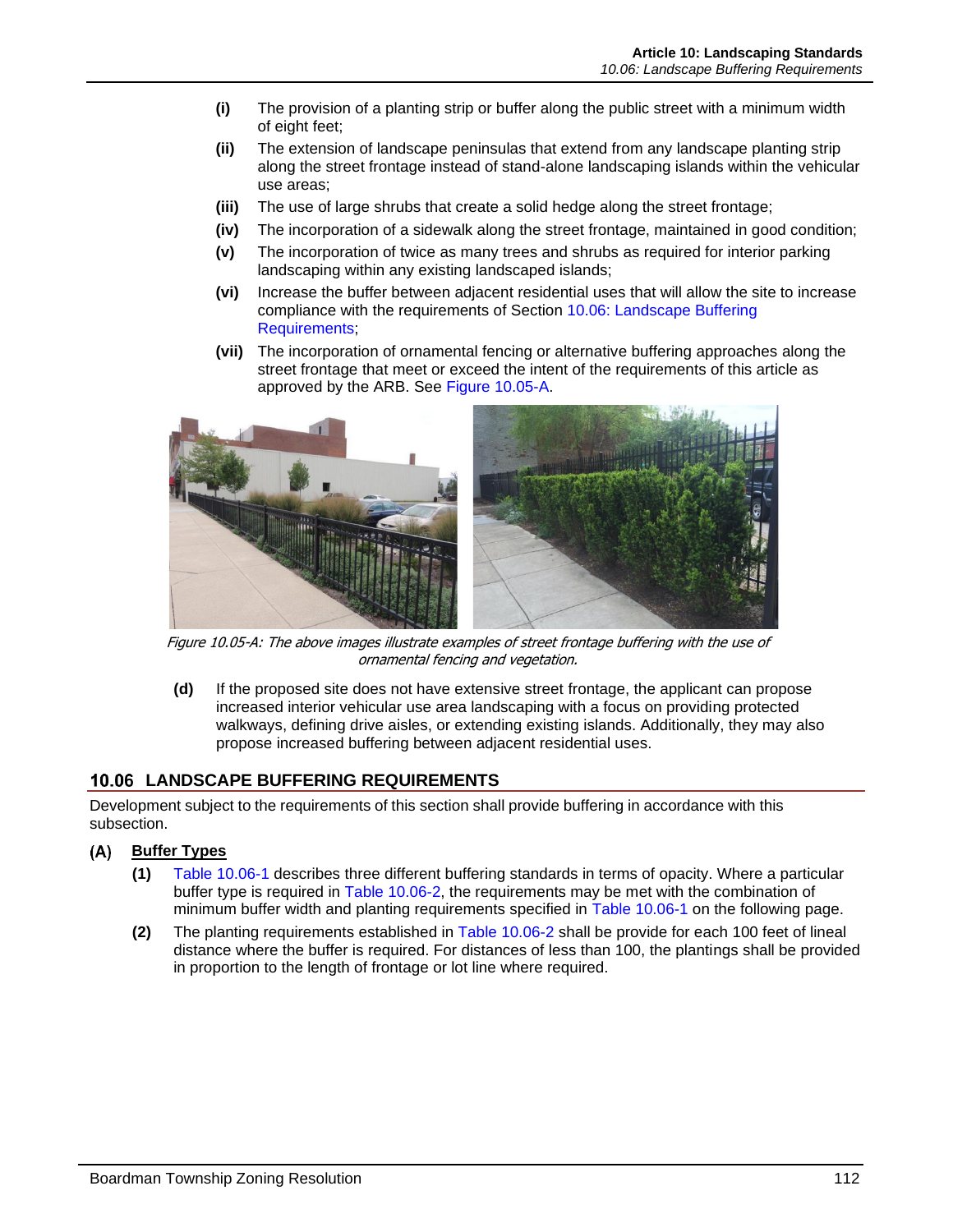- **(i)** The provision of a planting strip or buffer along the public street with a minimum width of eight feet;
- **(ii)** The extension of landscape peninsulas that extend from any landscape planting strip along the street frontage instead of stand-alone landscaping islands within the vehicular use areas;
- **(iii)** The use of large shrubs that create a solid hedge along the street frontage;
- **(iv)** The incorporation of a sidewalk along the street frontage, maintained in good condition;
- **(v)** The incorporation of twice as many trees and shrubs as required for interior parking landscaping within any existing landscaped islands;
- **(vi)** Increase the buffer between adjacent residential uses that will allow the site to increase compliance with the requirements of Section 10.06: Landscape Buffering Requirements;
- **(vii)** The incorporation of ornamental fencing or alternative buffering approaches along the street frontage that meet or exceed the intent of the requirements of this article as approved by the ARB. See Figure 10.05-A.

*Figure 10.05-A: The above images illustrate examples of street frontage buffering with the use of ornamental fencing and vegetation.*

**(d)** If the proposed site does not have extensive street frontage, the applicant can propose increased interior vehicular use area landscaping with a focus on providing protected walkways, defining drive aisles, or extending existing islands. Additionally, they may also propose increased buffering between adjacent residential uses.

## 10.06 LANDSCAPE BUFFERING REQUIREMENTS

Development subject to the requirements of this section shall provide buffering in accordance with this subsection.

### (A) Buffer Types

**(1)** Table 10.06-1 describes three different buffering standards in terms of opacity. Where a particular buffer type is required in Table 10.06-2, the requirements may be met with the combination of minimum buffer width and planting requirements specified in Table 10.06-1 on the following page.

**(2)** The planting requirements established in Table 10.06-2 shall be provide for each 100 feet of lineal distance where the buffer is required. For distances of less than 100, the plantings shall be provided in proportion to the length of frontage or lot line where required.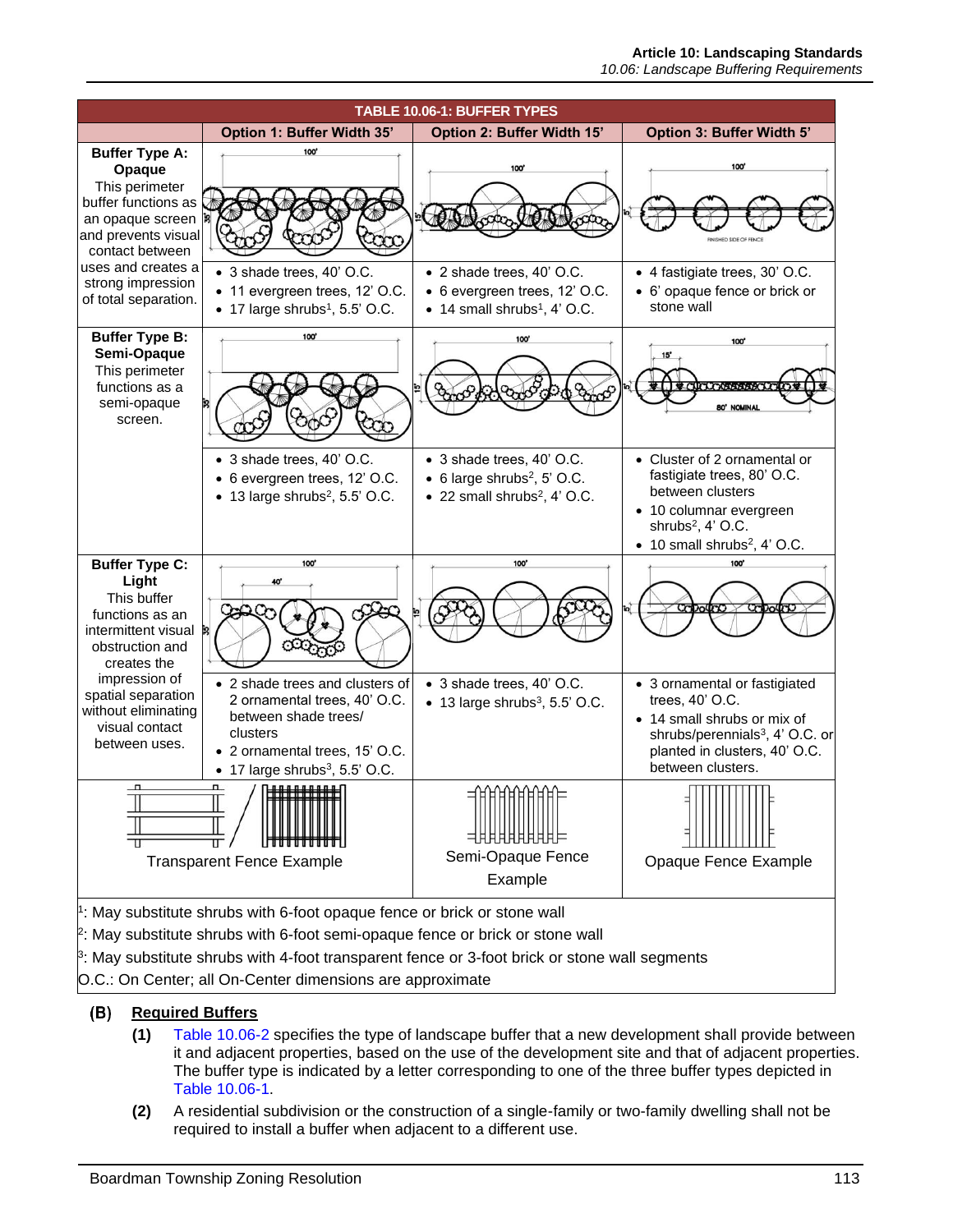**TABLE 10.06-1: BUFFER TYPES**

| | Option 1: Buffer Width 35' | Option 2: Buffer Width 15' | Option 3: Buffer Width 5' |
|---|---|---|---|
| **Buffer Type A: Opaque** This perimeter buffer functions as an opaque screen and prevents visual contact between uses and creates a strong impression of total separation. | • 3 shade trees, 40' O.C.<br>• 11 evergreen trees, 12' O.C.<br>• 17 large shrubs[1], 5.5' O.C. | • 2 shade trees, 40' O.C.<br>• 6 evergreen trees, 12' O.C.<br>• 14 small shrubs[1], 4' O.C. | • 4 fastigiate trees, 30' O.C.<br>• 6' opaque fence or brick or stone wall |
| **Buffer Type B: Semi-Opaque** This perimeter functions as a semi-opaque screen. | • 3 shade trees, 40' O.C.<br>• 6 evergreen trees, 12' O.C.<br>• 13 large shrubs[2], 5.5' O.C. | • 3 shade trees, 40' O.C.<br>• 6 large shrubs[2], 5' O.C.<br>• 22 small shrubs[2], 4' O.C. | • Cluster of 2 ornamental or fastigiate trees, 80' O.C. between clusters<br>• 10 columnar evergreen shrubs[2], 4' O.C.<br>• 10 small shrubs[2], 4' O.C. |
| **Buffer Type C: Light** This buffer functions as an intermittent visual obstruction and creates the impression of spatial separation without eliminating visual contact between uses. | • 2 shade trees and clusters of 2 ornamental trees, 40' O.C. between shade trees/ clusters<br>• 2 ornamental trees, 15' O.C.<br>• 17 large shrubs[3], 5.5' O.C. | • 3 shade trees, 40' O.C.<br>• 13 large shrubs[3], 5.5' O.C. | • 3 ornamental or fastigiated trees, 40' O.C.<br>• 14 small shrubs or mix of shrubs/perennials[3], 4' O.C. or planted in clusters, 40' O.C. between clusters. |
| Transparent Fence Example | | Semi-Opaque Fence Example | Opaque Fence Example |

[1]: May substitute shrubs with 6-foot opaque fence or brick or stone wall

[2]: May substitute shrubs with 6-foot semi-opaque fence or brick or stone wall

[3]: May substitute shrubs with 4-foot transparent fence or 3-foot brick or stone wall segments

O.C.: On Center; all On-Center dimensions are approximate

**(B) Required Buffers**

**(1)** Table 10.06-2 specifies the type of landscape buffer that a new development shall provide between it and adjacent properties, based on the use of the development site and that of adjacent properties. The buffer type is indicated by a letter corresponding to one of the three buffer types depicted in Table 10.06-1.

**(2)** A residential subdivision or the construction of a single-family or two-family dwelling shall not be required to install a buffer when adjacent to a different use.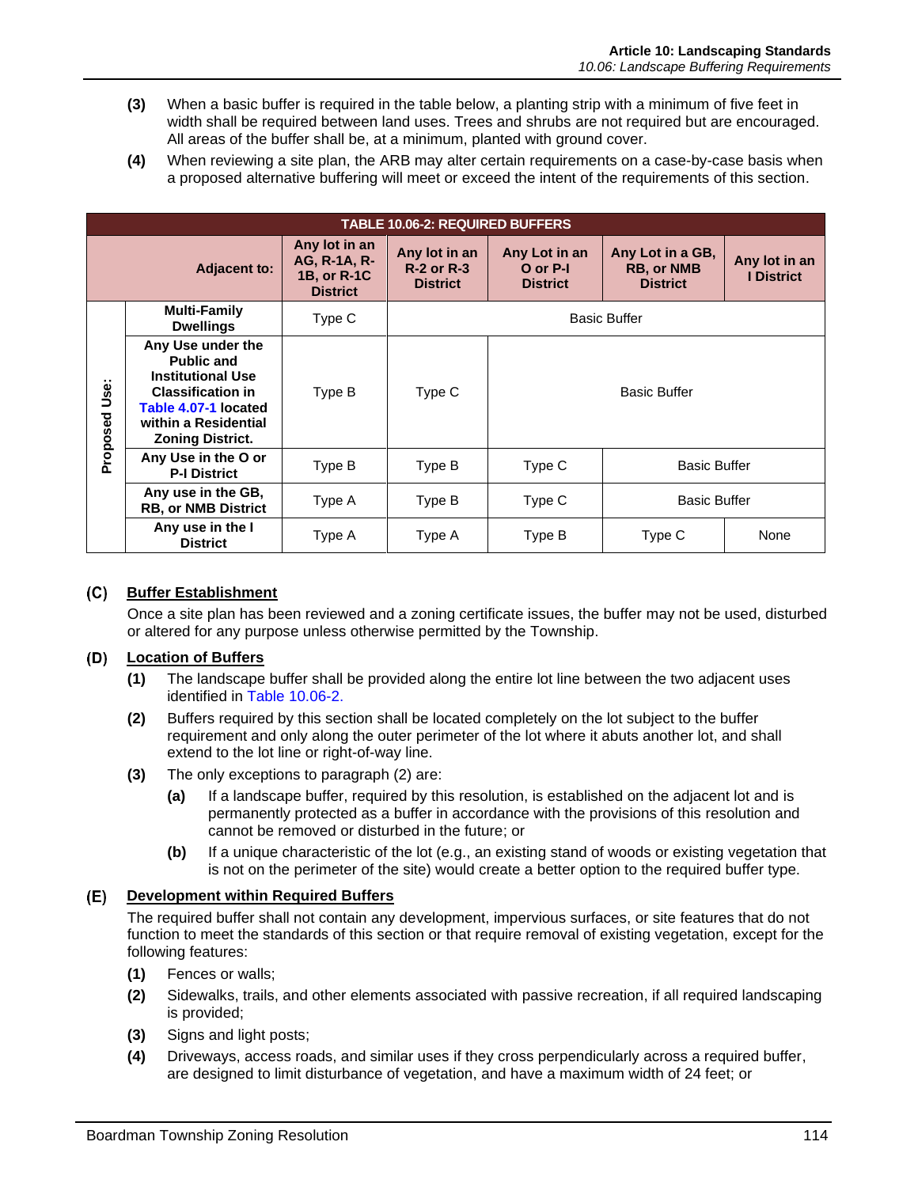**(3)** When a basic buffer is required in the table below, a planting strip with a minimum of five feet in width shall be required between land uses. Trees and shrubs are not required but are encouraged. All areas of the buffer shall be, at a minimum, planted with ground cover.

**(4)** When reviewing a site plan, the ARB may alter certain requirements on a case-by-case basis when a proposed alternative buffering will meet or exceed the intent of the requirements of this section.

**TABLE 10.06-2: REQUIRED BUFFERS**

| | Adjacent to: | Any lot in an AG, R-1A, R-1B, or R-1C District | Any lot in an R-2 or R-3 District | Any Lot in an O or P-I District | Any Lot in a GB, RB, or NMB District | Any lot in an I District |
|---|---|---|---|---|---|---|
| Proposed Use: | Multi-Family Dwellings | Type C | Basic Buffer | Basic Buffer | Basic Buffer | Basic Buffer |
| | Any Use under the Public and Institutional Use Classification in Table 4.07-1 located within a Residential Zoning District. | Type B | Type C | Basic Buffer | Basic Buffer | Basic Buffer |
| | Any Use in the O or P-I District | Type B | Type B | Type C | Basic Buffer | Basic Buffer |
| | Any use in the GB, RB, or NMB District | Type A | Type B | Type C | Basic Buffer | Basic Buffer |
| | Any use in the I District | Type A | Type A | Type B | Type C | None |

## (C) Buffer Establishment

Once a site plan has been reviewed and a zoning certificate issues, the buffer may not be used, disturbed or altered for any purpose unless otherwise permitted by the Township.

## (D) Location of Buffers

**(1)** The landscape buffer shall be provided along the entire lot line between the two adjacent uses identified in Table 10.06-2.

**(2)** Buffers required by this section shall be located completely on the lot subject to the buffer requirement and only along the outer perimeter of the lot where it abuts another lot, and shall extend to the lot line or right-of-way line.

**(3)** The only exceptions to paragraph (2) are:

- **(a)** If a landscape buffer, required by this resolution, is established on the adjacent lot and is permanently protected as a buffer in accordance with the provisions of this resolution and cannot be removed or disturbed in the future; or
- **(b)** If a unique characteristic of the lot (e.g., an existing stand of woods or existing vegetation that is not on the perimeter of the site) would create a better option to the required buffer type.

## (E) Development within Required Buffers

The required buffer shall not contain any development, impervious surfaces, or site features that do not function to meet the standards of this section or that require removal of existing vegetation, except for the following features:

**(1)** Fences or walls;

**(2)** Sidewalks, trails, and other elements associated with passive recreation, if all required landscaping is provided;

**(3)** Signs and light posts;

**(4)** Driveways, access roads, and similar uses if they cross perpendicularly across a required buffer, are designed to limit disturbance of vegetation, and have a maximum width of 24 feet; or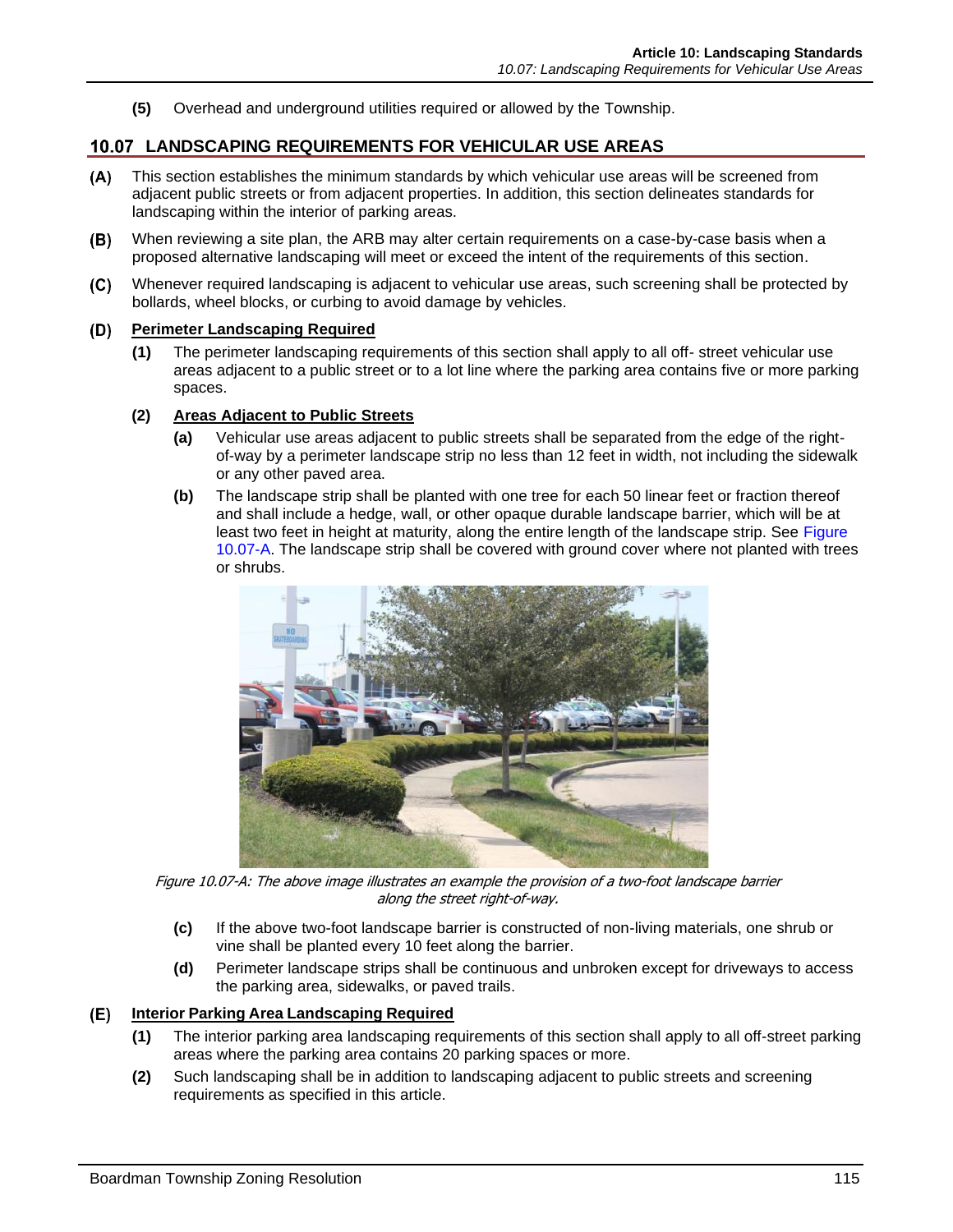**(5)** Overhead and underground utilities required or allowed by the Township.

## 10.07 LANDSCAPING REQUIREMENTS FOR VEHICULAR USE AREAS

**(A)** This section establishes the minimum standards by which vehicular use areas will be screened from adjacent public streets or from adjacent properties. In addition, this section delineates standards for landscaping within the interior of parking areas.

**(B)** When reviewing a site plan, the ARB may alter certain requirements on a case-by-case basis when a proposed alternative landscaping will meet or exceed the intent of the requirements of this section.

**(C)** Whenever required landscaping is adjacent to vehicular use areas, such screening shall be protected by bollards, wheel blocks, or curbing to avoid damage by vehicles.

**(D)** **Perimeter Landscaping Required**

**(1)** The perimeter landscaping requirements of this section shall apply to all off- street vehicular use areas adjacent to a public street or to a lot line where the parking area contains five or more parking spaces.

**(2)** **Areas Adjacent to Public Streets**

**(a)** Vehicular use areas adjacent to public streets shall be separated from the edge of the right-of-way by a perimeter landscape strip no less than 12 feet in width, not including the sidewalk or any other paved area.

**(b)** The landscape strip shall be planted with one tree for each 50 linear feet or fraction thereof and shall include a hedge, wall, or other opaque durable landscape barrier, which will be at least two feet in height at maturity, along the entire length of the landscape strip. See Figure 10.07-A. The landscape strip shall be covered with ground cover where not planted with trees or shrubs.

*Figure 10.07-A: The above image illustrates an example the provision of a two-foot landscape barrier along the street right-of-way.*

**(c)** If the above two-foot landscape barrier is constructed of non-living materials, one shrub or vine shall be planted every 10 feet along the barrier.

**(d)** Perimeter landscape strips shall be continuous and unbroken except for driveways to access the parking area, sidewalks, or paved trails.

**(E)** **Interior Parking Area Landscaping Required**

**(1)** The interior parking area landscaping requirements of this section shall apply to all off-street parking areas where the parking area contains 20 parking spaces or more.

**(2)** Such landscaping shall be in addition to landscaping adjacent to public streets and screening requirements as specified in this article.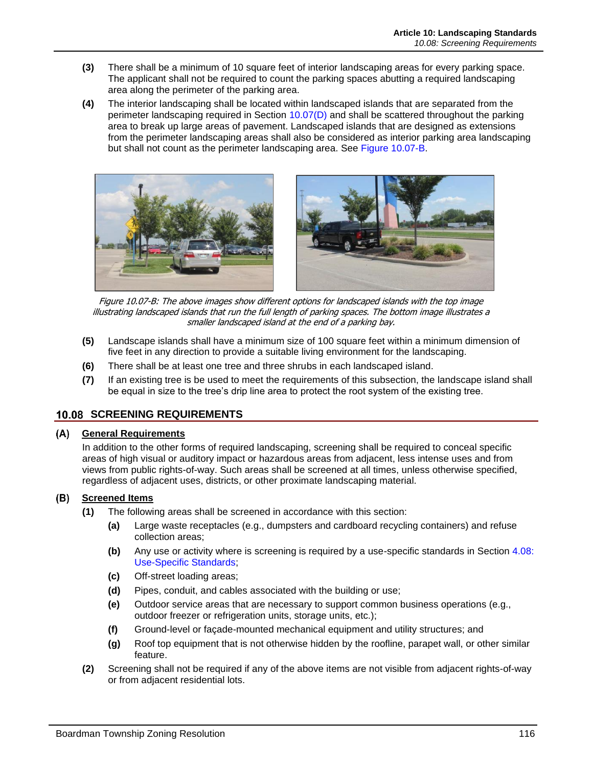**(3)** There shall be a minimum of 10 square feet of interior landscaping areas for every parking space. The applicant shall not be required to count the parking spaces abutting a required landscaping area along the perimeter of the parking area.

**(4)** The interior landscaping shall be located within landscaped islands that are separated from the perimeter landscaping required in Section 10.07(D) and shall be scattered throughout the parking area to break up large areas of pavement. Landscaped islands that are designed as extensions from the perimeter landscaping areas shall also be considered as interior parking area landscaping but shall not count as the perimeter landscaping area. See Figure 10.07-B.

*Figure 10.07-B: The above images show different options for landscaped islands with the top image illustrating landscaped islands that run the full length of parking spaces. The bottom image illustrates a smaller landscaped island at the end of a parking bay.*

**(5)** Landscape islands shall have a minimum size of 100 square feet within a minimum dimension of five feet in any direction to provide a suitable living environment for the landscaping.

**(6)** There shall be at least one tree and three shrubs in each landscaped island.

**(7)** If an existing tree is be used to meet the requirements of this subsection, the landscape island shall be equal in size to the tree's drip line area to protect the root system of the existing tree.

## 10.08 SCREENING REQUIREMENTS

### (A) General Requirements

In addition to the other forms of required landscaping, screening shall be required to conceal specific areas of high visual or auditory impact or hazardous areas from adjacent, less intense uses and from views from public rights-of-way. Such areas shall be screened at all times, unless otherwise specified, regardless of adjacent uses, districts, or other proximate landscaping material.

### (B) Screened Items

**(1)** The following areas shall be screened in accordance with this section:

- **(a)** Large waste receptacles (e.g., dumpsters and cardboard recycling containers) and refuse collection areas;
- **(b)** Any use or activity where is screening is required by a use-specific standards in Section 4.08: Use-Specific Standards;
- **(c)** Off-street loading areas;
- **(d)** Pipes, conduit, and cables associated with the building or use;
- **(e)** Outdoor service areas that are necessary to support common business operations (e.g., outdoor freezer or refrigeration units, storage units, etc.);
- **(f)** Ground-level or façade-mounted mechanical equipment and utility structures; and
- **(g)** Roof top equipment that is not otherwise hidden by the roofline, parapet wall, or other similar feature.

**(2)** Screening shall not be required if any of the above items are not visible from adjacent rights-of-way or from adjacent residential lots.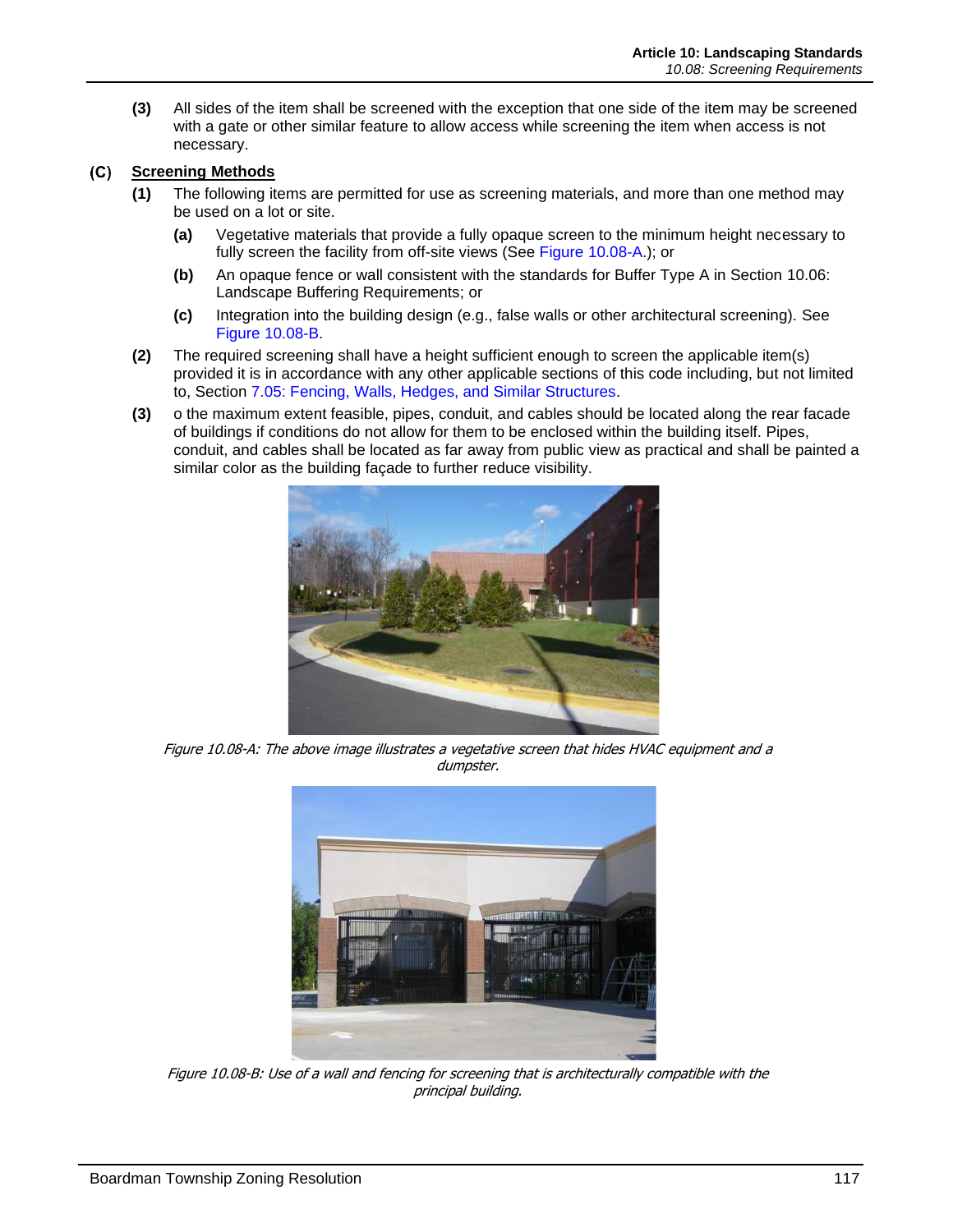**(3)** All sides of the item shall be screened with the exception that one side of the item may be screened with a gate or other similar feature to allow access while screening the item when access is not necessary.

## (C) Screening Methods

**(1)** The following items are permitted for use as screening materials, and more than one method may be used on a lot or site.

- **(a)** Vegetative materials that provide a fully opaque screen to the minimum height necessary to fully screen the facility from off-site views (See Figure 10.08-A.); or
- **(b)** An opaque fence or wall consistent with the standards for Buffer Type A in Section 10.06: Landscape Buffering Requirements; or
- **(c)** Integration into the building design (e.g., false walls or other architectural screening). See Figure 10.08-B.

**(2)** The required screening shall have a height sufficient enough to screen the applicable item(s) provided it is in accordance with any other applicable sections of this code including, but not limited to, Section 7.05: Fencing, Walls, Hedges, and Similar Structures.

**(3)** o the maximum extent feasible, pipes, conduit, and cables should be located along the rear facade of buildings if conditions do not allow for them to be enclosed within the building itself. Pipes, conduit, and cables shall be located as far away from public view as practical and shall be painted a similar color as the building façade to further reduce visibility.

*Figure 10.08-A: The above image illustrates a vegetative screen that hides HVAC equipment and a dumpster.*

*Figure 10.08-B: Use of a wall and fencing for screening that is architecturally compatible with the principal building.*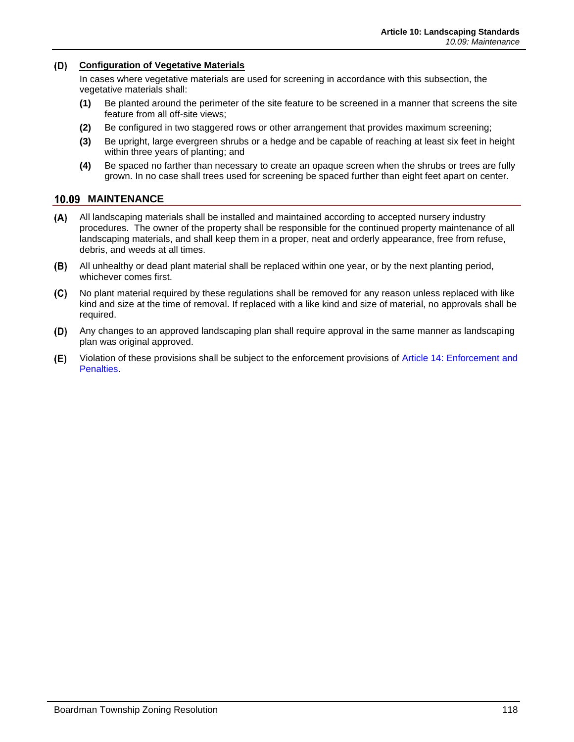### (D) **Configuration of Vegetative Materials**

In cases where vegetative materials are used for screening in accordance with this subsection, the vegetative materials shall:

**(1)** Be planted around the perimeter of the site feature to be screened in a manner that screens the site feature from all off-site views;

**(2)** Be configured in two staggered rows or other arrangement that provides maximum screening;

**(3)** Be upright, large evergreen shrubs or a hedge and be capable of reaching at least six feet in height within three years of planting; and

**(4)** Be spaced no farther than necessary to create an opaque screen when the shrubs or trees are fully grown. In no case shall trees used for screening be spaced further than eight feet apart on center.

## 10.09 MAINTENANCE

**(A)** All landscaping materials shall be installed and maintained according to accepted nursery industry procedures. The owner of the property shall be responsible for the continued property maintenance of all landscaping materials, and shall keep them in a proper, neat and orderly appearance, free from refuse, debris, and weeds at all times.

**(B)** All unhealthy or dead plant material shall be replaced within one year, or by the next planting period, whichever comes first.

**(C)** No plant material required by these regulations shall be removed for any reason unless replaced with like kind and size at the time of removal. If replaced with a like kind and size of material, no approvals shall be required.

**(D)** Any changes to an approved landscaping plan shall require approval in the same manner as landscaping plan was original approved.

**(E)** Violation of these provisions shall be subject to the enforcement provisions of Article 14: Enforcement and Penalties.